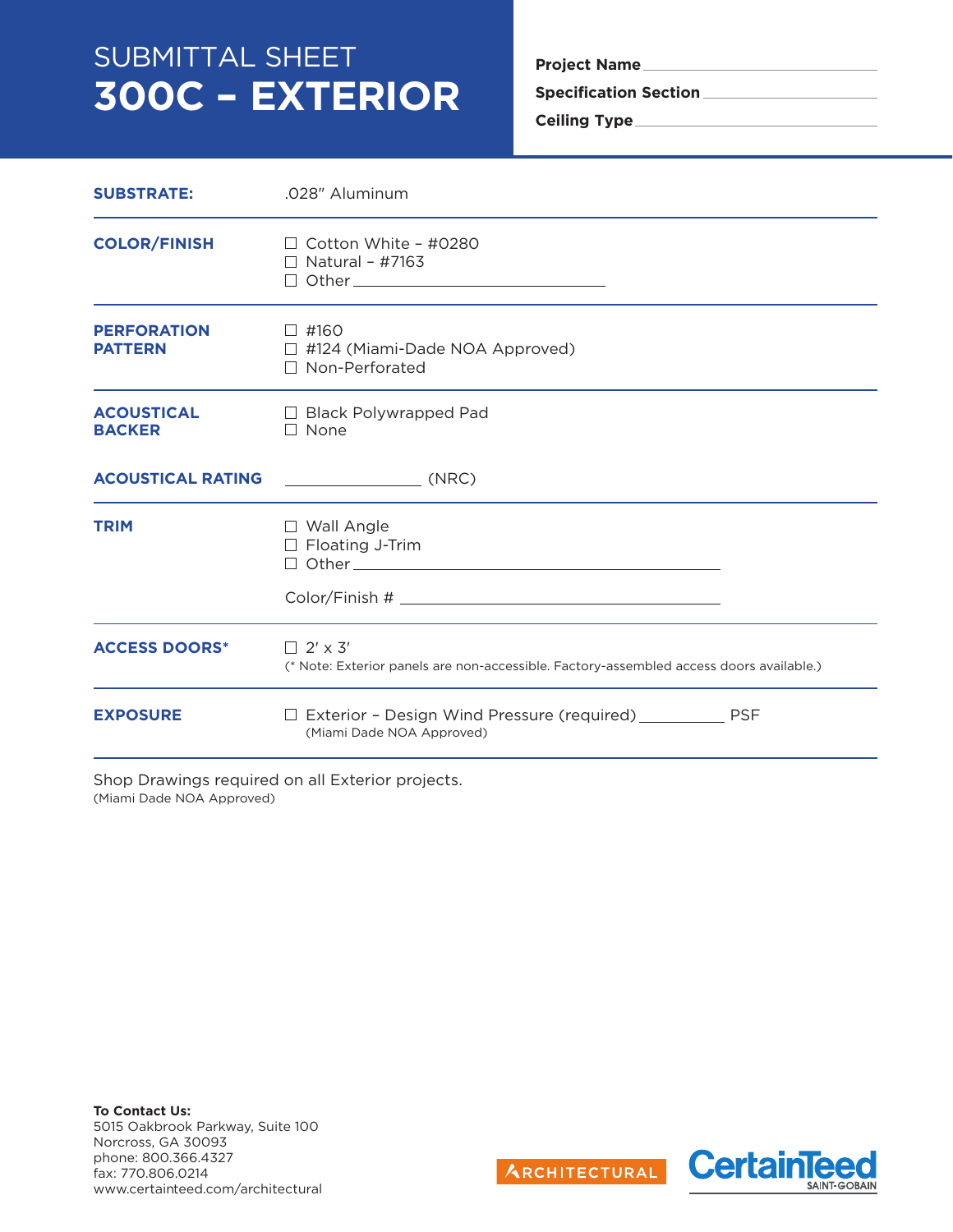# SUBMITTAL SHEET
# 300C – EXTERIOR

**Project Name** ______________________________

**Specification Section** ______________________________

**Ceiling Type** ______________________________

| | |
|---|---|
| **SUBSTRATE:** | .028" Aluminum |
| **COLOR/FINISH** | ☐ Cotton White – #0280<br>☐ Natural – #7163<br>☐ Other ______________________________ |
| **PERFORATION PATTERN** | ☐ #160<br>☐ #124 (Miami-Dade NOA Approved)<br>☐ Non-Perforated |
| **ACOUSTICAL BACKER** | ☐ Black Polywrapped Pad<br>☐ None |
| **ACOUSTICAL RATING** | ________________ (NRC) |
| **TRIM** | ☐ Wall Angle<br>☐ Floating J-Trim<br>☐ Other ______________________________<br><br>Color/Finish # ______________________________ |
| **ACCESS DOORS*** | ☐ 2′ x 3′<br>(* Note: Exterior panels are non-accessible. Factory-assembled access doors available.) |
| **EXPOSURE** | ☐ Exterior – Design Wind Pressure (required) __________ PSF<br>(Miami Dade NOA Approved) |

Shop Drawings required on all Exterior projects.
(Miami Dade NOA Approved)

**To Contact Us:**
5015 Oakbrook Parkway, Suite 100
Norcross, GA 30093
phone: 800.366.4327
fax: 770.806.0214
www.certainteed.com/architectural

ARCHITECTURAL CertainTeed SAINT-GOBAIN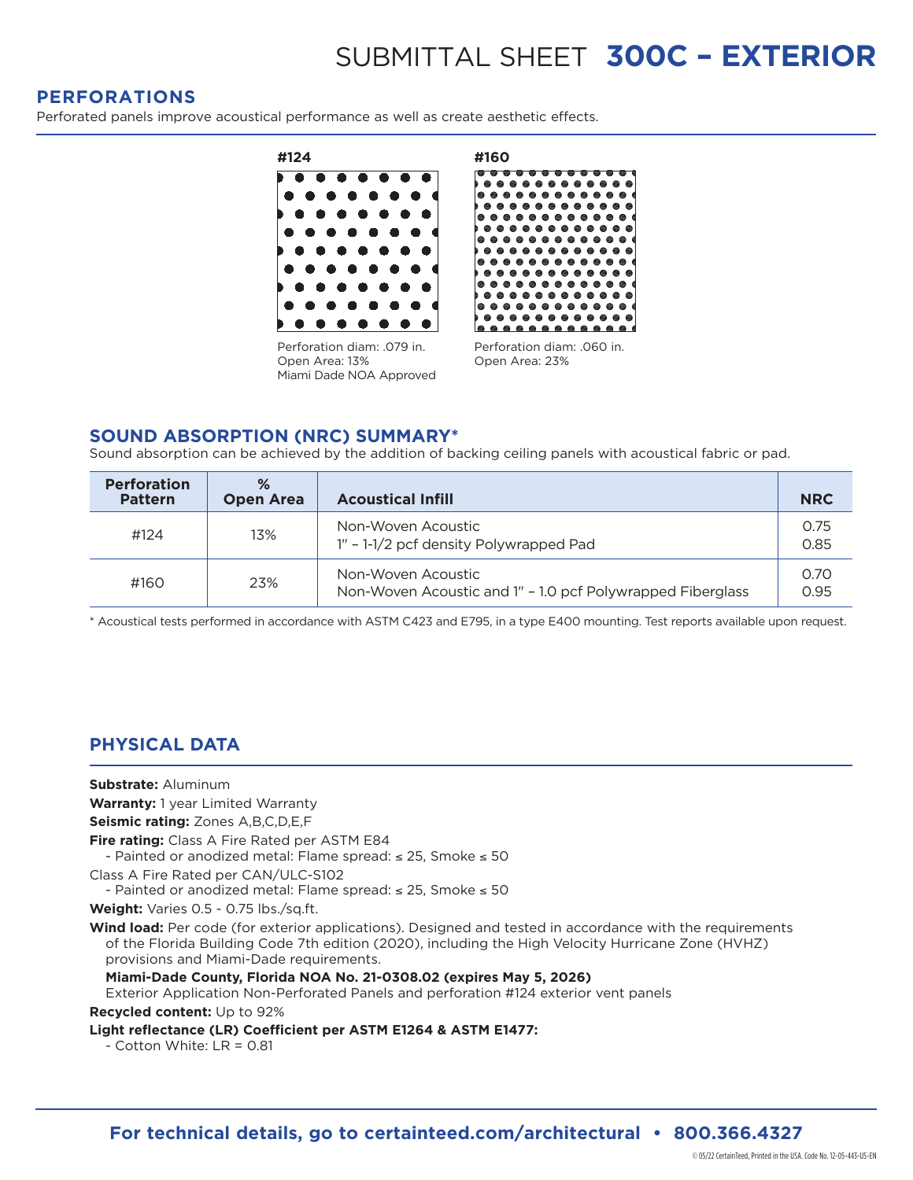# SUBMITTAL SHEET **300C – EXTERIOR**

## PERFORATIONS

Perforated panels improve acoustical performance as well as create aesthetic effects.

**#124**

Perforation diam: .079 in.
Open Area: 13%
Miami Dade NOA Approved

**#160**

Perforation diam: .060 in.
Open Area: 23%

## SOUND ABSORPTION (NRC) SUMMARY*

Sound absorption can be achieved by the addition of backing ceiling panels with acoustical fabric or pad.

| Perforation Pattern | % Open Area | Acoustical Infill | NRC |
|---|---|---|---|
| #124 | 13% | Non-Woven Acoustic<br>1″ – 1-1/2 pcf density Polywrapped Pad | 0.75<br>0.85 |
| #160 | 23% | Non-Woven Acoustic<br>Non-Woven Acoustic and 1″ – 1.0 pcf Polywrapped Fiberglass | 0.70<br>0.95 |

* Acoustical tests performed in accordance with ASTM C423 and E795, in a type E400 mounting. Test reports available upon request.

## PHYSICAL DATA

**Substrate:** Aluminum

**Warranty:** 1 year Limited Warranty

**Seismic rating:** Zones A,B,C,D,E,F

**Fire rating:** Class A Fire Rated per ASTM E84
- Painted or anodized metal: Flame spread: ≤ 25, Smoke ≤ 50

Class A Fire Rated per CAN/ULC-S102
- Painted or anodized metal: Flame spread: ≤ 25, Smoke ≤ 50

**Weight:** Varies 0.5 - 0.75 lbs./sq.ft.

**Wind load:** Per code (for exterior applications). Designed and tested in accordance with the requirements of the Florida Building Code 7th edition (2020), including the High Velocity Hurricane Zone (HVHZ) provisions and Miami-Dade requirements.

**Miami-Dade County, Florida NOA No. 21-0308.02 (expires May 5, 2026)**
Exterior Application Non-Perforated Panels and perforation #124 exterior vent panels

**Recycled content:** Up to 92%

**Light reflectance (LR) Coefficient per ASTM E1264 & ASTM E1477:**
- Cotton White: LR = 0.81

**For technical details, go to certainteed.com/architectural • 800.366.4327**

© 05/22 CertainTeed, Printed in the USA. Code No. 12-05-443-US-EN